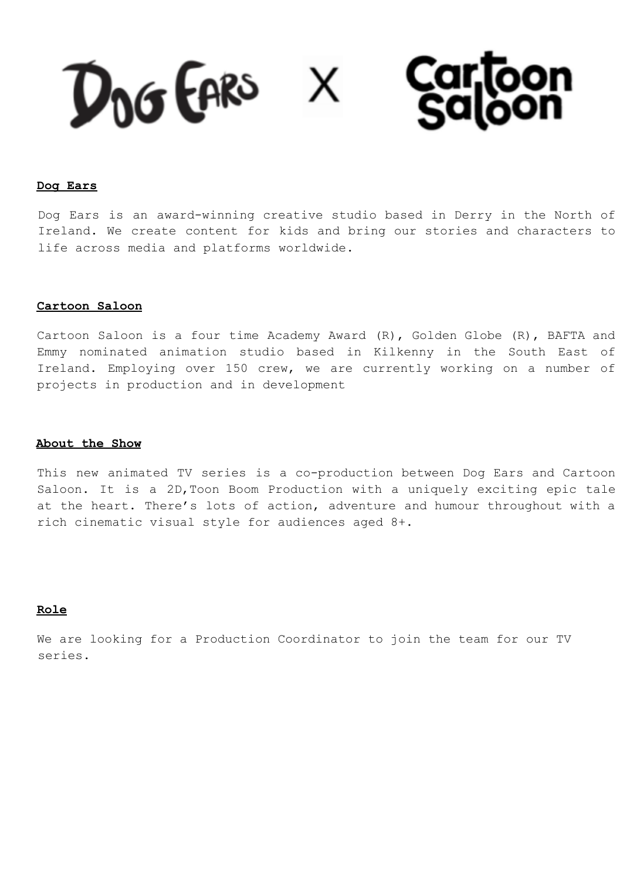Dog Ears X Cartoon Saloon

## Dog Ears

Dog Ears is an award-winning creative studio based in Derry in the North of Ireland. We create content for kids and bring our stories and characters to life across media and platforms worldwide.

## Cartoon Saloon

Cartoon Saloon is a four time Academy Award (R), Golden Globe (R), BAFTA and Emmy nominated animation studio based in Kilkenny in the South East of Ireland. Employing over 150 crew, we are currently working on a number of projects in production and in development

## About the Show

This new animated TV series is a co-production between Dog Ears and Cartoon Saloon. It is a 2D,Toon Boom Production with a uniquely exciting epic tale at the heart. There's lots of action, adventure and humour throughout with a rich cinematic visual style for audiences aged 8+.

## Role

We are looking for a Production Coordinator to join the team for our TV series.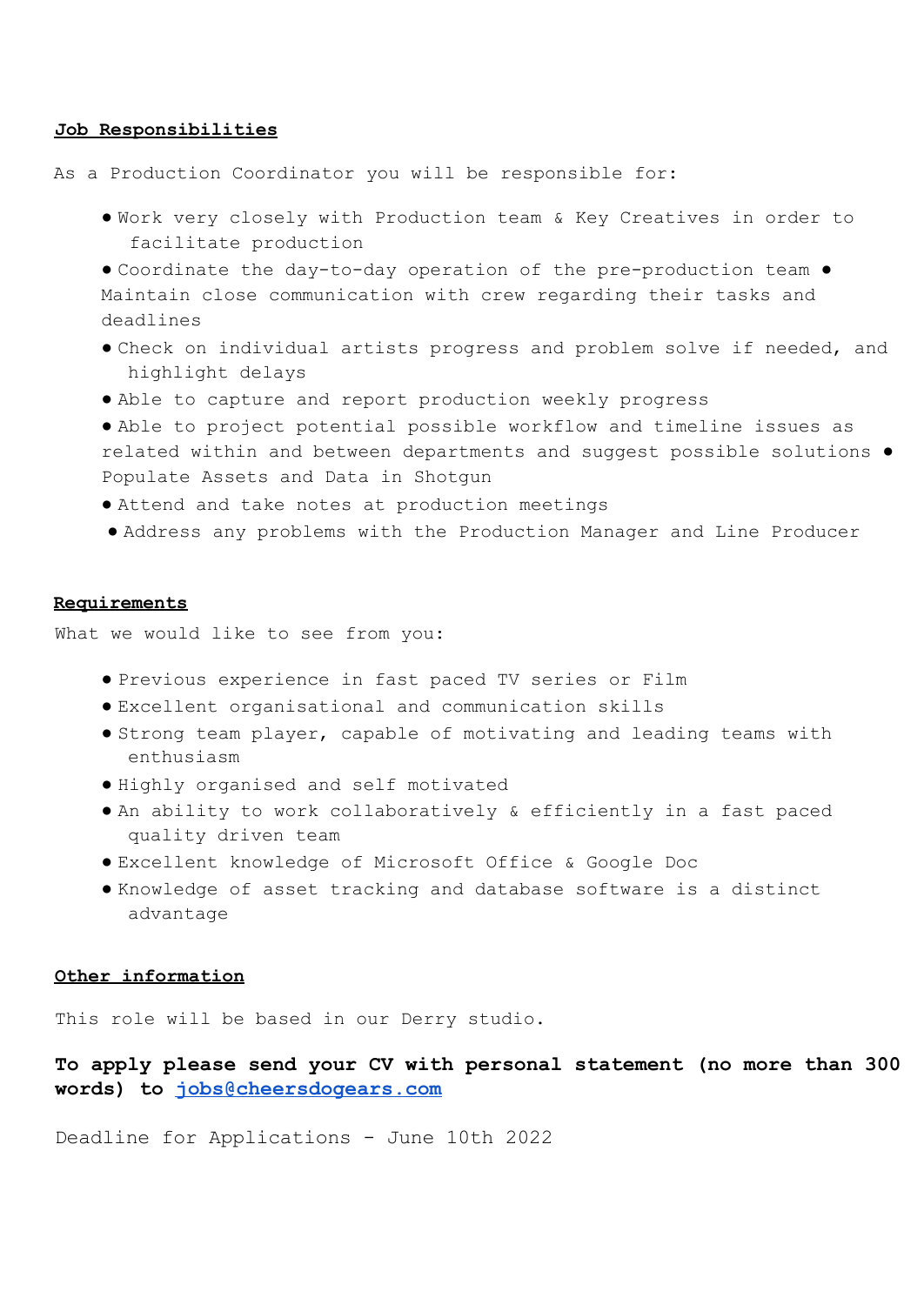**Job Responsibilities**

As a Production Coordinator you will be responsible for:

- Work very closely with Production team & Key Creatives in order to facilitate production
- Coordinate the day-to-day operation of the pre-production team
- Maintain close communication with crew regarding their tasks and deadlines
- Check on individual artists progress and problem solve if needed, and highlight delays
- Able to capture and report production weekly progress
- Able to project potential possible workflow and timeline issues as related within and between departments and suggest possible solutions
- Populate Assets and Data in Shotgun
- Attend and take notes at production meetings
- Address any problems with the Production Manager and Line Producer

**Requirements**

What we would like to see from you:

- Previous experience in fast paced TV series or Film
- Excellent organisational and communication skills
- Strong team player, capable of motivating and leading teams with enthusiasm
- Highly organised and self motivated
- An ability to work collaboratively & efficiently in a fast paced quality driven team
- Excellent knowledge of Microsoft Office & Google Doc
- Knowledge of asset tracking and database software is a distinct advantage

**Other information**

This role will be based in our Derry studio.

**To apply please send your CV with personal statement (no more than 300 words) to [jobs@cheersdogears.com](mailto:jobs@cheersdogears.com)**

Deadline for Applications - June 10th 2022